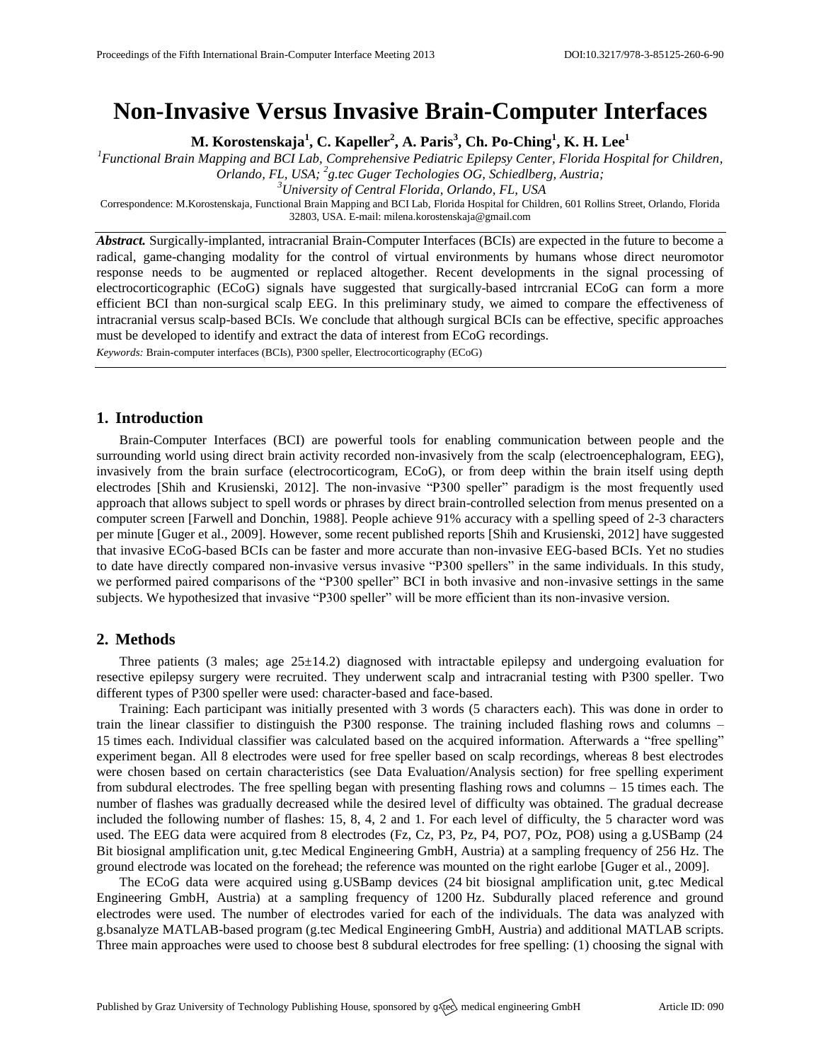# Non-Invasive Versus Invasive Brain-Computer Interfaces

**M. Korostenskaja[1], C. Kapeller[2], A. Paris[3], Ch. Po-Ching[1], K. H. Lee[1]**

[1]*Functional Brain Mapping and BCI Lab, Comprehensive Pediatric Epilepsy Center, Florida Hospital for Children, Orlando, FL, USA;* [2]*g.tec Guger Techologies OG, Schiedlberg, Austria;*
[3]*University of Central Florida, Orlando, FL, USA*

Correspondence: M.Korostenskaja, Functional Brain Mapping and BCI Lab, Florida Hospital for Children, 601 Rollins Street, Orlando, Florida 32803, USA. E-mail: milena.korostenskaja@gmail.com

***Abstract.*** Surgically-implanted, intracranial Brain-Computer Interfaces (BCIs) are expected in the future to become a radical, game-changing modality for the control of virtual environments by humans whose direct neuromotor response needs to be augmented or replaced altogether. Recent developments in the signal processing of electrocorticographic (ECoG) signals have suggested that surgically-based intrcranial ECoG can form a more efficient BCI than non-surgical scalp EEG. In this preliminary study, we aimed to compare the effectiveness of intracranial versus scalp-based BCIs. We conclude that although surgical BCIs can be effective, specific approaches must be developed to identify and extract the data of interest from ECoG recordings.

*Keywords:* Brain-computer interfaces (BCIs), P300 speller, Electrocorticography (ECoG)

## 1. Introduction

Brain-Computer Interfaces (BCI) are powerful tools for enabling communication between people and the surrounding world using direct brain activity recorded non-invasively from the scalp (electroencephalogram, EEG), invasively from the brain surface (electrocorticogram, ECoG), or from deep within the brain itself using depth electrodes [Shih and Krusienski, 2012]. The non-invasive "P300 speller" paradigm is the most frequently used approach that allows subject to spell words or phrases by direct brain-controlled selection from menus presented on a computer screen [Farwell and Donchin, 1988]. People achieve 91% accuracy with a spelling speed of 2-3 characters per minute [Guger et al., 2009]. However, some recent published reports [Shih and Krusienski, 2012] have suggested that invasive ECoG-based BCIs can be faster and more accurate than non-invasive EEG-based BCIs. Yet no studies to date have directly compared non-invasive versus invasive "P300 spellers" in the same individuals. In this study, we performed paired comparisons of the "P300 speller" BCI in both invasive and non-invasive settings in the same subjects. We hypothesized that invasive "P300 speller" will be more efficient than its non-invasive version.

## 2. Methods

Three patients (3 males; age 25±14.2) diagnosed with intractable epilepsy and undergoing evaluation for resective epilepsy surgery were recruited. They underwent scalp and intracranial testing with P300 speller. Two different types of P300 speller were used: character-based and face-based.

Training: Each participant was initially presented with 3 words (5 characters each). This was done in order to train the linear classifier to distinguish the P300 response. The training included flashing rows and columns – 15 times each. Individual classifier was calculated based on the acquired information. Afterwards a "free spelling" experiment began. All 8 electrodes were used for free speller based on scalp recordings, whereas 8 best electrodes were chosen based on certain characteristics (see Data Evaluation/Analysis section) for free spelling experiment from subdural electrodes. The free spelling began with presenting flashing rows and columns – 15 times each. The number of flashes was gradually decreased while the desired level of difficulty was obtained. The gradual decrease included the following number of flashes: 15, 8, 4, 2 and 1. For each level of difficulty, the 5 character word was used. The EEG data were acquired from 8 electrodes (Fz, Cz, P3, Pz, P4, PO7, POz, PO8) using a g.USBamp (24 Bit biosignal amplification unit, g.tec Medical Engineering GmbH, Austria) at a sampling frequency of 256 Hz. The ground electrode was located on the forehead; the reference was mounted on the right earlobe [Guger et al., 2009].

The ECoG data were acquired using g.USBamp devices (24 bit biosignal amplification unit, g.tec Medical Engineering GmbH, Austria) at a sampling frequency of 1200 Hz. Subdurally placed reference and ground electrodes were used. The number of electrodes varied for each of the individuals. The data was analyzed with g.bsanalyze MATLAB-based program (g.tec Medical Engineering GmbH, Austria) and additional MATLAB scripts. Three main approaches were used to choose best 8 subdural electrodes for free spelling: (1) choosing the signal with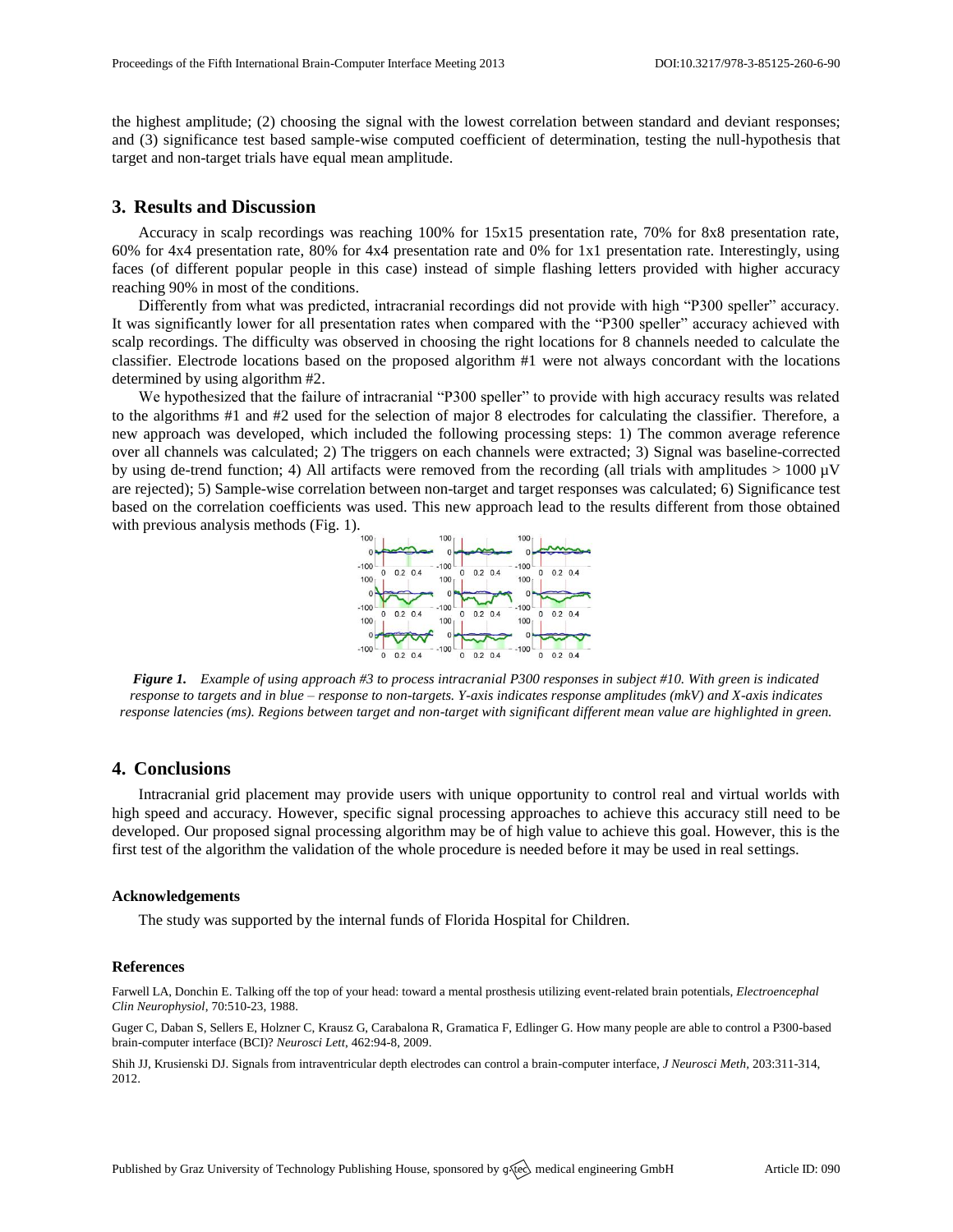the highest amplitude; (2) choosing the signal with the lowest correlation between standard and deviant responses; and (3) significance test based sample-wise computed coefficient of determination, testing the null-hypothesis that target and non-target trials have equal mean amplitude.

## 3. Results and Discussion

Accuracy in scalp recordings was reaching 100% for 15x15 presentation rate, 70% for 8x8 presentation rate, 60% for 4x4 presentation rate, 80% for 4x4 presentation rate and 0% for 1x1 presentation rate. Interestingly, using faces (of different popular people in this case) instead of simple flashing letters provided with higher accuracy reaching 90% in most of the conditions.

Differently from what was predicted, intracranial recordings did not provide with high "P300 speller" accuracy. It was significantly lower for all presentation rates when compared with the "P300 speller" accuracy achieved with scalp recordings. The difficulty was observed in choosing the right locations for 8 channels needed to calculate the classifier. Electrode locations based on the proposed algorithm #1 were not always concordant with the locations determined by using algorithm #2.

We hypothesized that the failure of intracranial "P300 speller" to provide with high accuracy results was related to the algorithms #1 and #2 used for the selection of major 8 electrodes for calculating the classifier. Therefore, a new approach was developed, which included the following processing steps: 1) The common average reference over all channels was calculated; 2) The triggers on each channels were extracted; 3) Signal was baseline-corrected by using de-trend function; 4) All artifacts were removed from the recording (all trials with amplitudes > 1000 µV are rejected); 5) Sample-wise correlation between non-target and target responses was calculated; 6) Significance test based on the correlation coefficients was used. This new approach lead to the results different from those obtained with previous analysis methods (Fig. 1).

100
0
-100
0 0.2 0.4

*Figure 1. Example of using approach #3 to process intracranial P300 responses in subject #10. With green is indicated response to targets and in blue – response to non-targets. Y-axis indicates response amplitudes (mkV) and X-axis indicates response latencies (ms). Regions between target and non-target with significant different mean value are highlighted in green.*

## 4. Conclusions

Intracranial grid placement may provide users with unique opportunity to control real and virtual worlds with high speed and accuracy. However, specific signal processing approaches to achieve this accuracy still need to be developed. Our proposed signal processing algorithm may be of high value to achieve this goal. However, this is the first test of the algorithm the validation of the whole procedure is needed before it may be used in real settings.

### Acknowledgements

The study was supported by the internal funds of Florida Hospital for Children.

### References

Farwell LA, Donchin E. Talking off the top of your head: toward a mental prosthesis utilizing event-related brain potentials, *Electroencephal Clin Neurophysiol*, 70:510-23, 1988.

Guger C, Daban S, Sellers E, Holzner C, Krausz G, Carabalona R, Gramatica F, Edlinger G. How many people are able to control a P300-based brain-computer interface (BCI)? *Neurosci Lett*, 462:94-8, 2009.

Shih JJ, Krusienski DJ. Signals from intraventricular depth electrodes can control a brain-computer interface, *J Neurosci Meth*, 203:311-314, 2012.